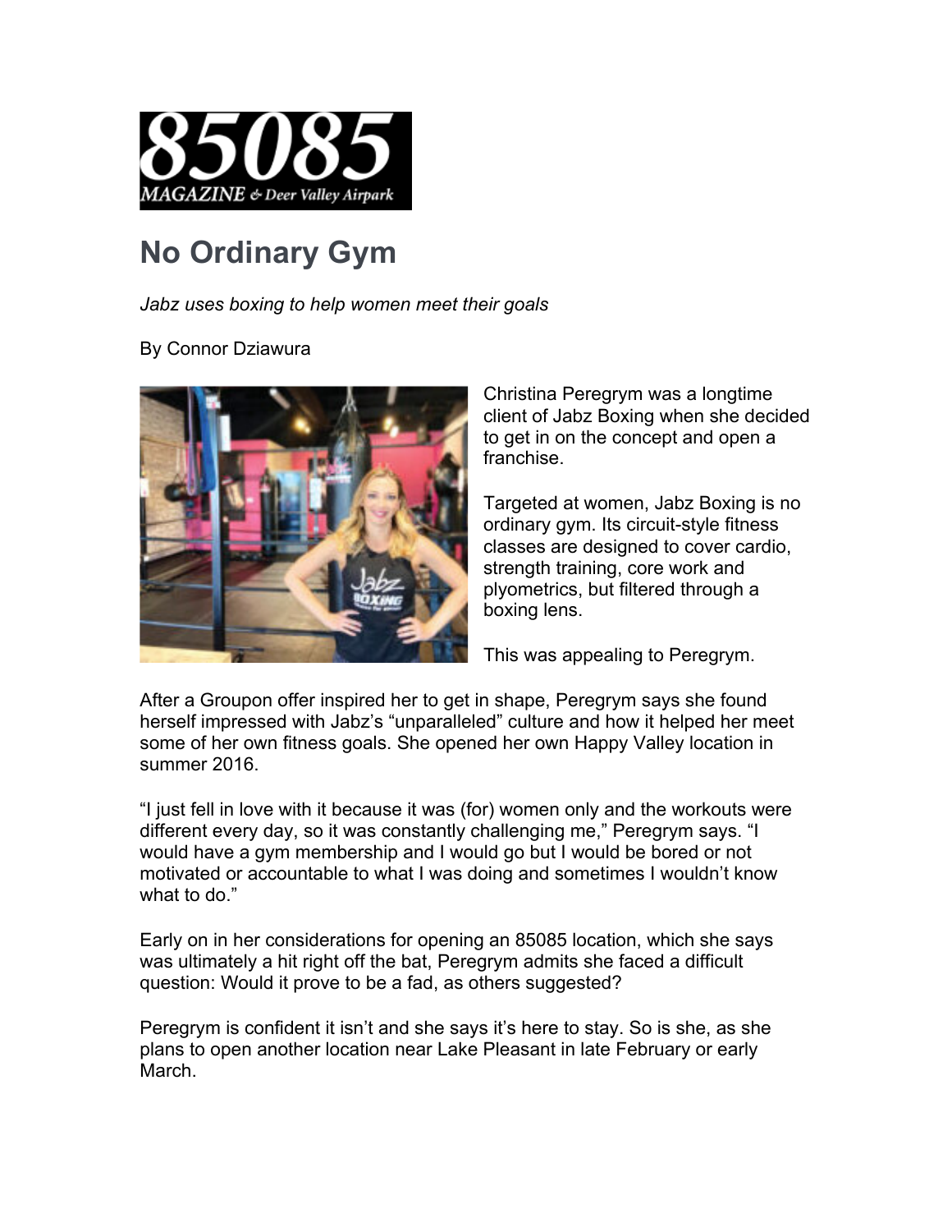85085 MAGAZINE & Deer Valley Airpark

# No Ordinary Gym

*Jabz uses boxing to help women meet their goals*

By Connor Dziawura

Christina Peregrym was a longtime client of Jabz Boxing when she decided to get in on the concept and open a franchise.

Targeted at women, Jabz Boxing is no ordinary gym. Its circuit-style fitness classes are designed to cover cardio, strength training, core work and plyometrics, but filtered through a boxing lens.

This was appealing to Peregrym.

After a Groupon offer inspired her to get in shape, Peregrym says she found herself impressed with Jabz's "unparalleled" culture and how it helped her meet some of her own fitness goals. She opened her own Happy Valley location in summer 2016.

"I just fell in love with it because it was (for) women only and the workouts were different every day, so it was constantly challenging me," Peregrym says. "I would have a gym membership and I would go but I would be bored or not motivated or accountable to what I was doing and sometimes I wouldn't know what to do."

Early on in her considerations for opening an 85085 location, which she says was ultimately a hit right off the bat, Peregrym admits she faced a difficult question: Would it prove to be a fad, as others suggested?

Peregrym is confident it isn't and she says it's here to stay. So is she, as she plans to open another location near Lake Pleasant in late February or early March.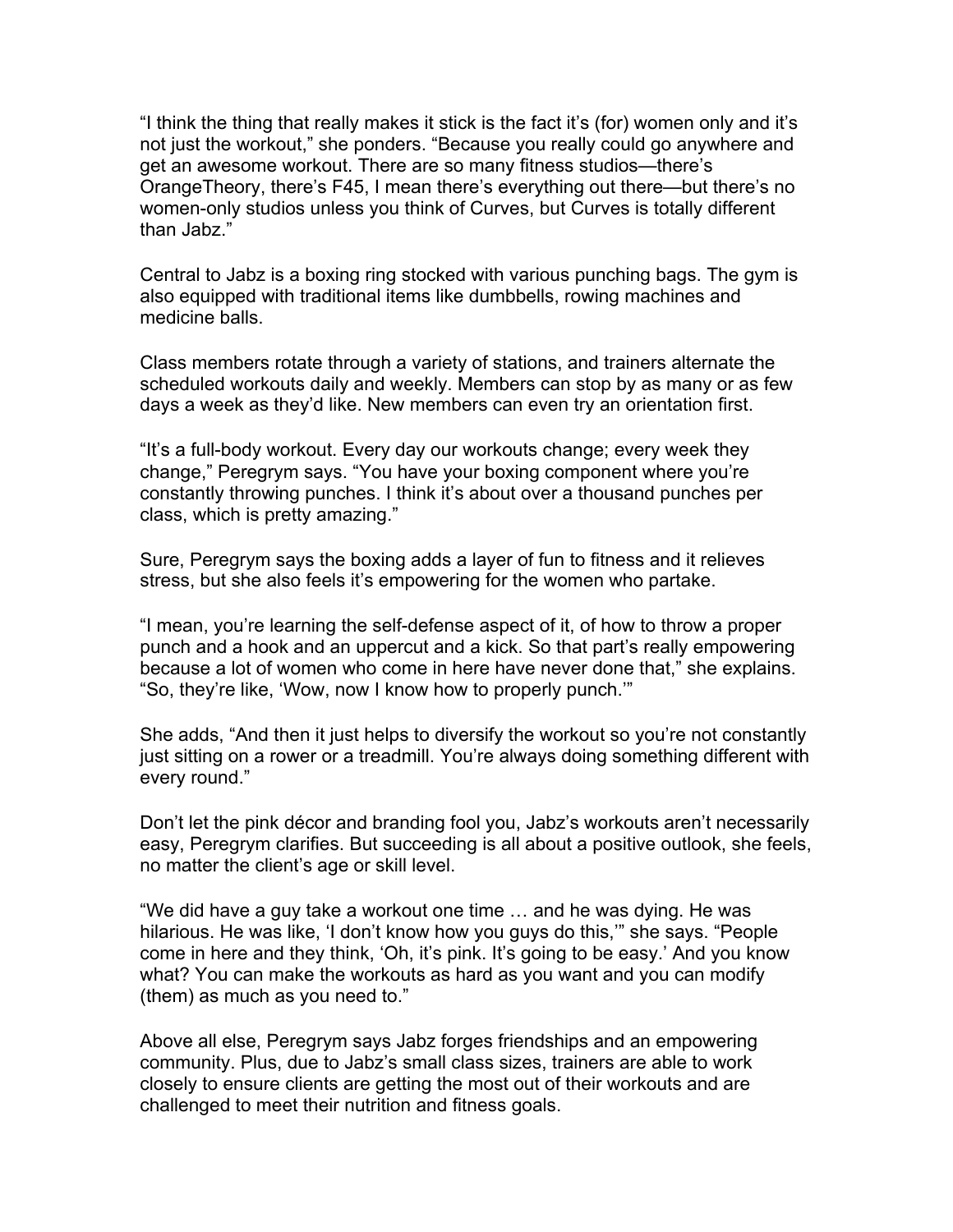"I think the thing that really makes it stick is the fact it's (for) women only and it's not just the workout," she ponders. "Because you really could go anywhere and get an awesome workout. There are so many fitness studios—there's OrangeTheory, there's F45, I mean there's everything out there—but there's no women-only studios unless you think of Curves, but Curves is totally different than Jabz."

Central to Jabz is a boxing ring stocked with various punching bags. The gym is also equipped with traditional items like dumbbells, rowing machines and medicine balls.

Class members rotate through a variety of stations, and trainers alternate the scheduled workouts daily and weekly. Members can stop by as many or as few days a week as they'd like. New members can even try an orientation first.

"It's a full-body workout. Every day our workouts change; every week they change," Peregrym says. "You have your boxing component where you're constantly throwing punches. I think it's about over a thousand punches per class, which is pretty amazing."

Sure, Peregrym says the boxing adds a layer of fun to fitness and it relieves stress, but she also feels it's empowering for the women who partake.

"I mean, you're learning the self-defense aspect of it, of how to throw a proper punch and a hook and an uppercut and a kick. So that part's really empowering because a lot of women who come in here have never done that," she explains. "So, they're like, 'Wow, now I know how to properly punch.'"

She adds, "And then it just helps to diversify the workout so you're not constantly just sitting on a rower or a treadmill. You're always doing something different with every round."

Don't let the pink décor and branding fool you, Jabz's workouts aren't necessarily easy, Peregrym clarifies. But succeeding is all about a positive outlook, she feels, no matter the client's age or skill level.

"We did have a guy take a workout one time … and he was dying. He was hilarious. He was like, 'I don't know how you guys do this,'" she says. "People come in here and they think, 'Oh, it's pink. It's going to be easy.' And you know what? You can make the workouts as hard as you want and you can modify (them) as much as you need to."

Above all else, Peregrym says Jabz forges friendships and an empowering community. Plus, due to Jabz's small class sizes, trainers are able to work closely to ensure clients are getting the most out of their workouts and are challenged to meet their nutrition and fitness goals.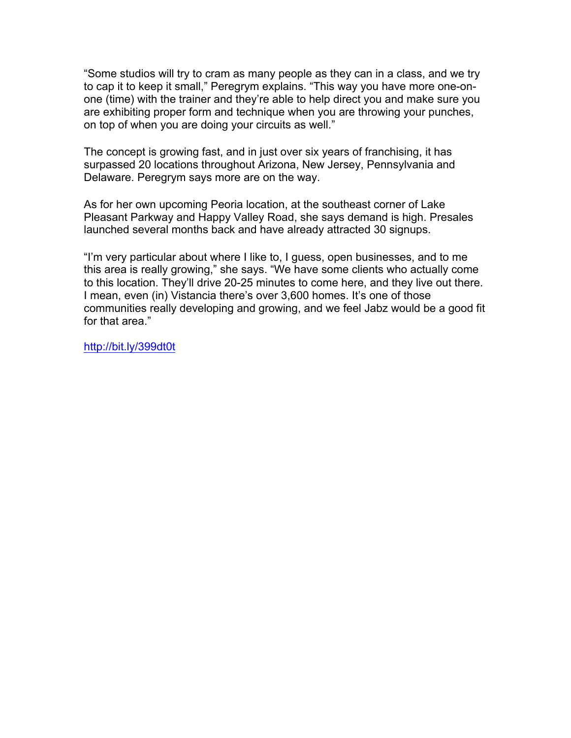"Some studios will try to cram as many people as they can in a class, and we try to cap it to keep it small," Peregrym explains. "This way you have more one-on-one (time) with the trainer and they're able to help direct you and make sure you are exhibiting proper form and technique when you are throwing your punches, on top of when you are doing your circuits as well."

The concept is growing fast, and in just over six years of franchising, it has surpassed 20 locations throughout Arizona, New Jersey, Pennsylvania and Delaware. Peregrym says more are on the way.

As for her own upcoming Peoria location, at the southeast corner of Lake Pleasant Parkway and Happy Valley Road, she says demand is high. Presales launched several months back and have already attracted 30 signups.

"I'm very particular about where I like to, I guess, open businesses, and to me this area is really growing," she says. "We have some clients who actually come to this location. They'll drive 20-25 minutes to come here, and they live out there. I mean, even (in) Vistancia there's over 3,600 homes. It's one of those communities really developing and growing, and we feel Jabz would be a good fit for that area."

http://bit.ly/399dt0t